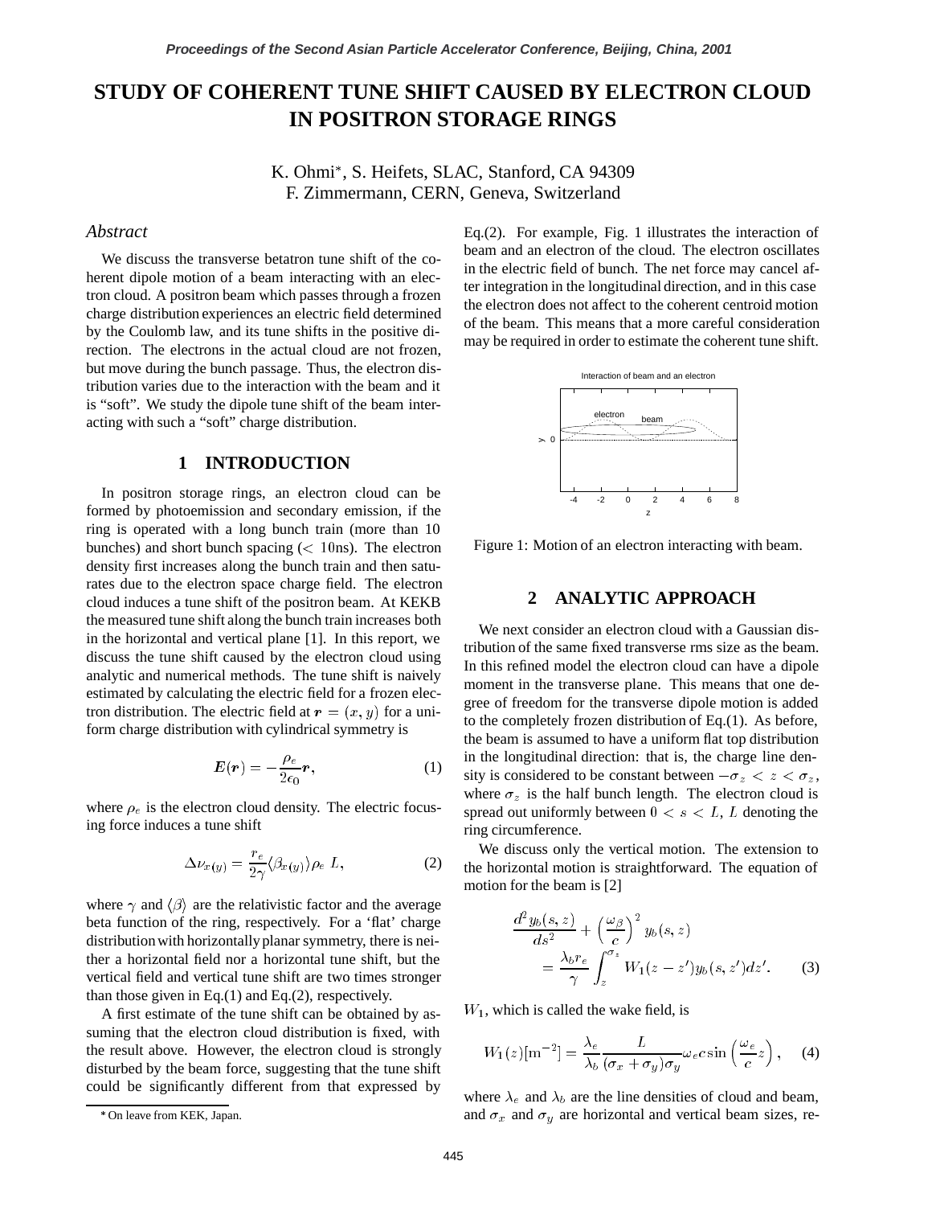# STUDY OF COHERENT TUNE SHIFT CAUSED BY ELECTRON CLOUD IN POSITRON STORAGE RINGS

K. Ohmi*, S. Heifets, SLAC, Stanford, CA 94309
F. Zimmermann, CERN, Geneva, Switzerland

## *Abstract*

We discuss the transverse betatron tune shift of the coherent dipole motion of a beam interacting with an electron cloud. A positron beam which passes through a frozen charge distribution experiences an electric field determined by the Coulomb law, and its tune shifts in the positive direction. The electrons in the actual cloud are not frozen, but move during the bunch passage. Thus, the electron distribution varies due to the interaction with the beam and it is "soft". We study the dipole tune shift of the beam interacting with such a "soft" charge distribution.

## 1 INTRODUCTION

In positron storage rings, an electron cloud can be formed by photoemission and secondary emission, if the ring is operated with a long bunch train (more than 10 bunches) and short bunch spacing ($< 10$ns). The electron density first increases along the bunch train and then saturates due to the electron space charge field. The electron cloud induces a tune shift of the positron beam. At KEKB the measured tune shift along the bunch train increases both in the horizontal and vertical plane [1]. In this report, we discuss the tune shift caused by the electron cloud using analytic and numerical methods. The tune shift is naively estimated by calculating the electric field for a frozen electron distribution. The electric field at $\boldsymbol{r} = (x, y)$ for a uniform charge distribution with cylindrical symmetry is

$$\boldsymbol{E}(\boldsymbol{r}) = -\frac{\rho_e}{2\epsilon_0}\boldsymbol{r}, \tag{1}$$

where $\rho_e$ is the electron cloud density. The electric focusing force induces a tune shift

$$\Delta\nu_{x(y)} = \frac{r_e}{2\gamma}\langle\beta_{x(y)}\rangle\rho_e\, L, \tag{2}$$

where $\gamma$ and $\langle\beta\rangle$ are the relativistic factor and the average beta function of the ring, respectively. For a 'flat' charge distribution with horizontally planar symmetry, there is neither a horizontal field nor a horizontal tune shift, but the vertical field and vertical tune shift are two times stronger than those given in Eq.(1) and Eq.(2), respectively.

A first estimate of the tune shift can be obtained by assuming that the electron cloud distribution is fixed, with the result above. However, the electron cloud is strongly disturbed by the beam force, suggesting that the tune shift could be significantly different from that expressed by Eq.(2). For example, Fig. 1 illustrates the interaction of beam and an electron of the cloud. The electron oscillates in the electric field of bunch. The net force may cancel after integration in the longitudinal direction, and in this case the electron does not affect to the coherent centroid motion of the beam. This means that a more careful consideration may be required in order to estimate the coherent tune shift.

Figure 1: Motion of an electron interacting with beam.

## 2 ANALYTIC APPROACH

We next consider an electron cloud with a Gaussian distribution of the same fixed transverse rms size as the beam. In this refined model the electron cloud can have a dipole moment in the transverse plane. This means that one degree of freedom for the transverse dipole motion is added to the completely frozen distribution of Eq.(1). As before, the beam is assumed to have a uniform flat top distribution in the longitudinal direction: that is, the charge line density is considered to be constant between $-\sigma_z < z < \sigma_z$, where $\sigma_z$ is the half bunch length. The electron cloud is spread out uniformly between $0 < s < L$, $L$ denoting the ring circumference.

We discuss only the vertical motion. The extension to the horizontal motion is straightforward. The equation of motion for the beam is [2]

$$\frac{d^2 y_b(s,z)}{ds^2} + \left(\frac{\omega_\beta}{c}\right)^2 y_b(s,z) = \frac{\lambda_b r_e}{\gamma}\int_z^{\sigma_z} W_1(z-z')y_b(s,z')dz'. \tag{3}$$

$W_1$, which is called the wake field, is

$$W_1(z)[\mathrm{m}^{-2}] = \frac{\lambda_e}{\lambda_b}\frac{L}{(\sigma_x+\sigma_y)\sigma_y}\omega_e c \sin\left(\frac{\omega_e}{c}z\right), \tag{4}$$

where $\lambda_e$ and $\lambda_b$ are the line densities of cloud and beam, and $\sigma_x$ and $\sigma_y$ are horizontal and vertical beam sizes, re-

* On leave from KEK, Japan.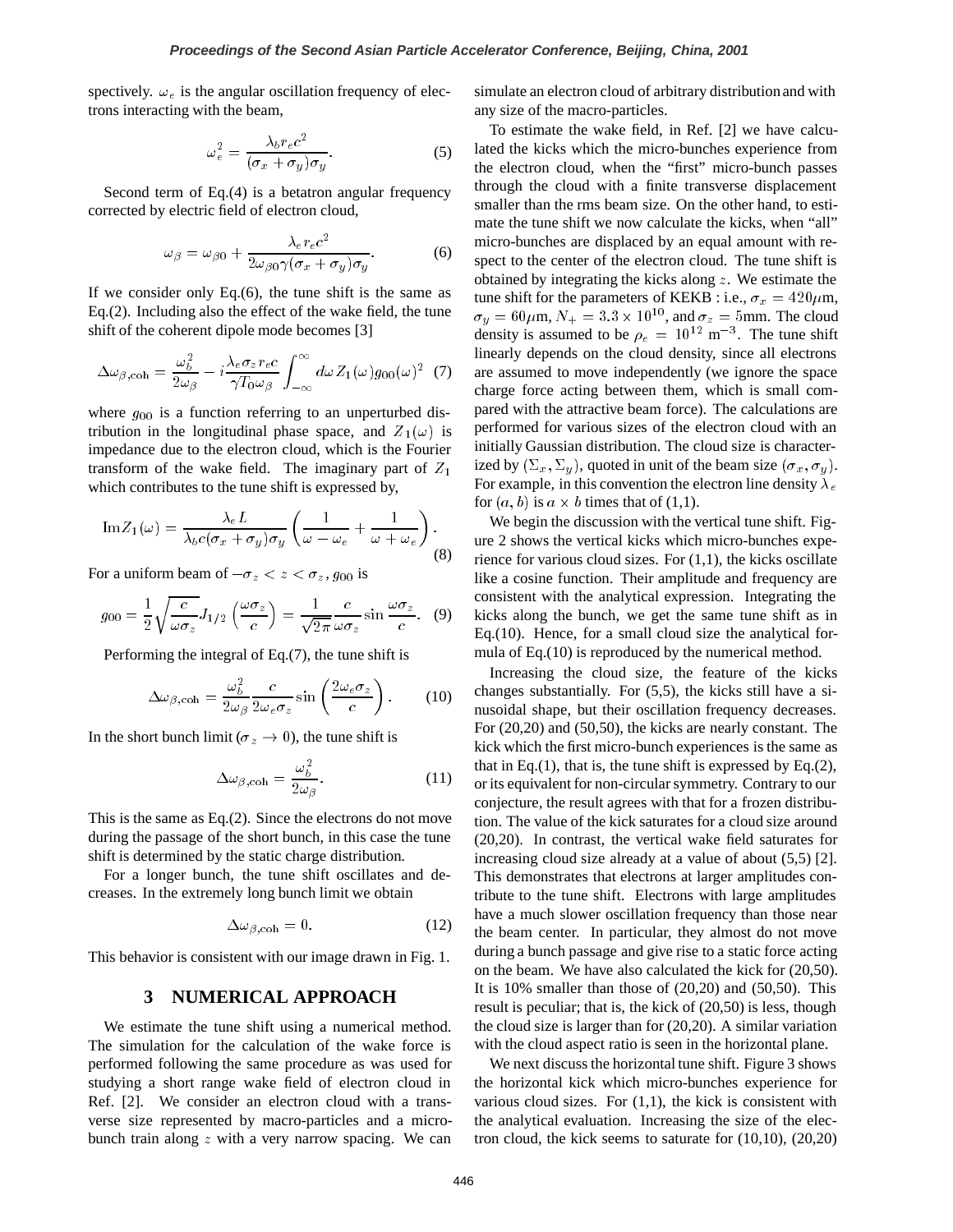spectively. $\omega_e$ is the angular oscillation frequency of electrons interacting with the beam,

$$\omega_e^2 = \frac{\lambda_b r_e c^2}{(\sigma_x + \sigma_y)\sigma_y}. \tag{5}$$

Second term of Eq.(4) is a betatron angular frequency corrected by electric field of electron cloud,

$$\omega_\beta = \omega_{\beta 0} + \frac{\lambda_e r_e c^2}{2\omega_{\beta 0}\gamma(\sigma_x + \sigma_y)\sigma_y}. \tag{6}$$

If we consider only Eq.(6), the tune shift is the same as Eq.(2). Including also the effect of the wake field, the tune shift of the coherent dipole mode becomes [3]

$$\Delta\omega_{\beta,\mathrm{coh}} = \frac{\omega_b^2}{2\omega_\beta} - i\frac{\lambda_e \sigma_z r_e c}{\gamma T_0 \omega_\beta}\int_{-\infty}^{\infty} d\omega\, Z_1(\omega) g_{00}(\omega)^2 \tag{7}$$

where $g_{00}$ is a function referring to an unperturbed distribution in the longitudinal phase space, and $Z_1(\omega)$ is impedance due to the electron cloud, which is the Fourier transform of the wake field. The imaginary part of $Z_1$ which contributes to the tune shift is expressed by,

$$\mathrm{Im} Z_1(\omega) = \frac{\lambda_e L}{\lambda_b c(\sigma_x + \sigma_y)\sigma_y}\left(\frac{1}{\omega - \omega_e} + \frac{1}{\omega + \omega_e}\right). \tag{8}$$

For a uniform beam of $-\sigma_z < z < \sigma_z$, $g_{00}$ is

$$g_{00} = \frac{1}{2}\sqrt{\frac{c}{\omega\sigma_z}} J_{1/2}\left(\frac{\omega\sigma_z}{c}\right) = \frac{1}{\sqrt{2\pi}}\frac{c}{\omega\sigma_z}\sin\frac{\omega\sigma_z}{c}. \tag{9}$$

Performing the integral of Eq.(7), the tune shift is

$$\Delta\omega_{\beta,\mathrm{coh}} = \frac{\omega_b^2}{2\omega_\beta}\frac{c}{2\omega_e\sigma_z}\sin\left(\frac{2\omega_e\sigma_z}{c}\right). \tag{10}$$

In the short bunch limit ($\sigma_z \to 0$), the tune shift is

$$\Delta\omega_{\beta,\mathrm{coh}} = \frac{\omega_b^2}{2\omega_\beta}. \tag{11}$$

This is the same as Eq.(2). Since the electrons do not move during the passage of the short bunch, in this case the tune shift is determined by the static charge distribution.

For a longer bunch, the tune shift oscillates and decreases. In the extremely long bunch limit we obtain

$$\Delta\omega_{\beta,\mathrm{coh}} = 0. \tag{12}$$

This behavior is consistent with our image drawn in Fig. 1.

## 3 NUMERICAL APPROACH

We estimate the tune shift using a numerical method. The simulation for the calculation of the wake force is performed following the same procedure as was used for studying a short range wake field of electron cloud in Ref. [2]. We consider an electron cloud with a transverse size represented by macro-particles and a micro-bunch train along $z$ with a very narrow spacing. We can simulate an electron cloud of arbitrary distribution and with any size of the macro-particles.

To estimate the wake field, in Ref. [2] we have calculated the kicks which the micro-bunches experience from the electron cloud, when the "first" micro-bunch passes through the cloud with a finite transverse displacement smaller than the rms beam size. On the other hand, to estimate the tune shift we now calculate the kicks, when "all" micro-bunches are displaced by an equal amount with respect to the center of the electron cloud. The tune shift is obtained by integrating the kicks along $z$. We estimate the tune shift for the parameters of KEKB : i.e., $\sigma_x = 420\mu$m, $\sigma_y = 60\mu$m, $N_+ = 3.3 \times 10^{10}$, and $\sigma_z = 5$mm. The cloud density is assumed to be $\rho_e = 10^{12}$ m$^{-3}$. The tune shift linearly depends on the cloud density, since all electrons are assumed to move independently (we ignore the space charge force acting between them, which is small compared with the attractive beam force). The calculations are performed for various sizes of the electron cloud with an initially Gaussian distribution. The cloud size is characterized by $(\Sigma_x, \Sigma_y)$, quoted in unit of the beam size $(\sigma_x, \sigma_y)$. For example, in this convention the electron line density $\lambda_e$ for $(a, b)$ is $a \times b$ times that of (1,1).

We begin the discussion with the vertical tune shift. Figure 2 shows the vertical kicks which micro-bunches experience for various cloud sizes. For (1,1), the kicks oscillate like a cosine function. Their amplitude and frequency are consistent with the analytical expression. Integrating the kicks along the bunch, we get the same tune shift as in Eq.(10). Hence, for a small cloud size the analytical formula of Eq.(10) is reproduced by the numerical method.

Increasing the cloud size, the feature of the kicks changes substantially. For (5,5), the kicks still have a sinusoidal shape, but their oscillation frequency decreases. For (20,20) and (50,50), the kicks are nearly constant. The kick which the first micro-bunch experiences is the same as that in Eq.(1), that is, the tune shift is expressed by Eq.(2), or its equivalent for non-circular symmetry. Contrary to our conjecture, the result agrees with that for a frozen distribution. The value of the kick saturates for a cloud size around (20,20). In contrast, the vertical wake field saturates for increasing cloud size already at a value of about (5,5) [2]. This demonstrates that electrons at larger amplitudes contribute to the tune shift. Electrons with large amplitudes have a much slower oscillation frequency than those near the beam center. In particular, they almost do not move during a bunch passage and give rise to a static force acting on the beam. We have also calculated the kick for (20,50). It is 10% smaller than those of (20,20) and (50,50). This result is peculiar; that is, the kick of (20,50) is less, though the cloud size is larger than for (20,20). A similar variation with the cloud aspect ratio is seen in the horizontal plane.

We next discuss the horizontal tune shift. Figure 3 shows the horizontal kick which micro-bunches experience for various cloud sizes. For (1,1), the kick is consistent with the analytical evaluation. Increasing the size of the electron cloud, the kick seems to saturate for (10,10), (20,20)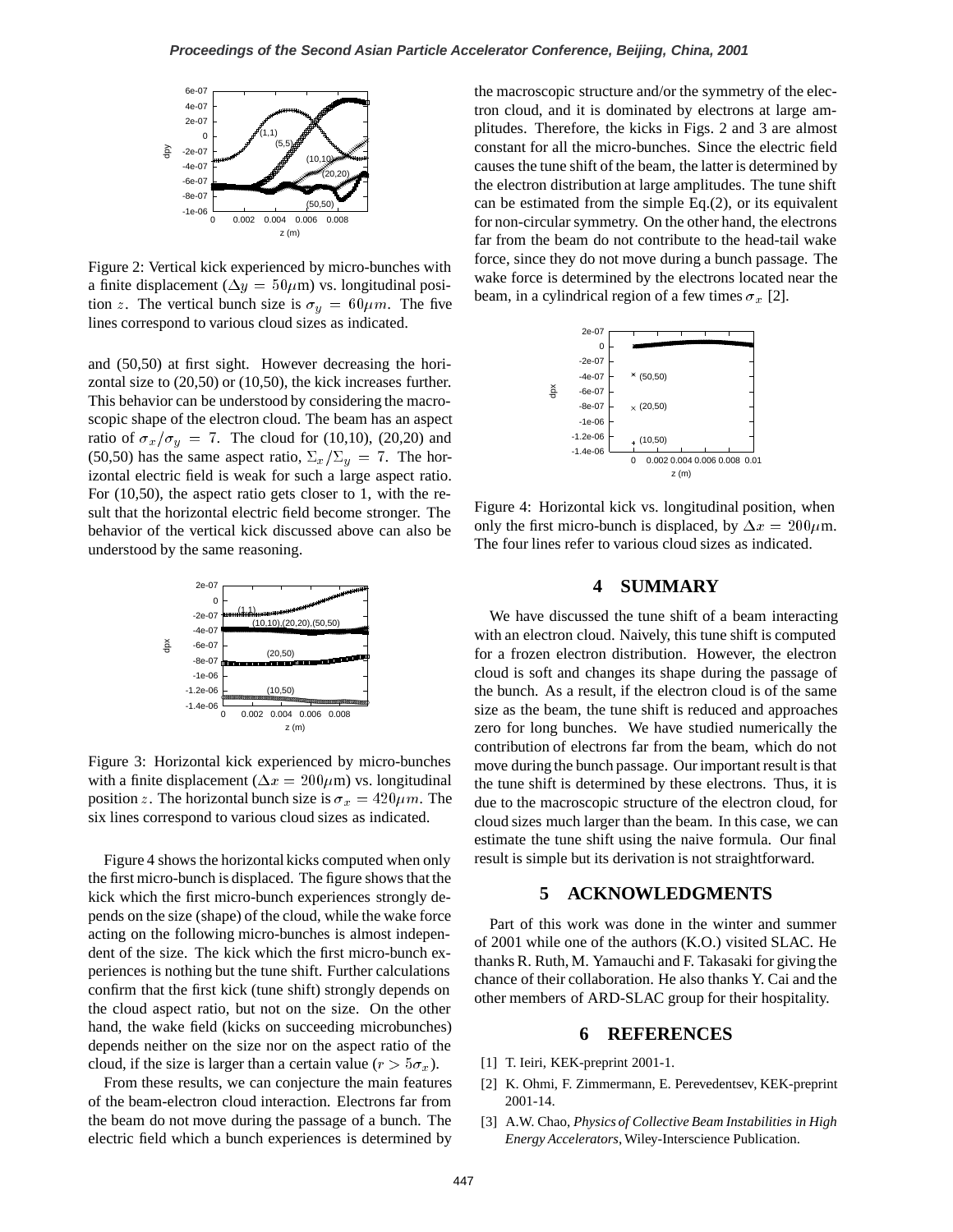6e-07
4e-07
2e-07
0
-2e-07
-4e-07
-6e-07
-8e-07
-1e-06
dpy
0 0.002 0.004 0.006 0.008
z (m)
(1,1)
(5,5)
(10,10)
(20,20)
(50,50)

Figure 2: Vertical kick experienced by micro-bunches with a finite displacement ($\Delta y = 50\mu$m) vs. longitudinal position $z$. The vertical bunch size is $\sigma_y = 60\mu m$. The five lines correspond to various cloud sizes as indicated.

and (50,50) at first sight. However decreasing the horizontal size to (20,50) or (10,50), the kick increases further. This behavior can be understood by considering the macroscopic shape of the electron cloud. The beam has an aspect ratio of $\sigma_x/\sigma_y = 7$. The cloud for (10,10), (20,20) and (50,50) has the same aspect ratio, $\Sigma_x/\Sigma_y = 7$. The horizontal electric field is weak for such a large aspect ratio. For (10,50), the aspect ratio gets closer to 1, with the result that the horizontal electric field become stronger. The behavior of the vertical kick discussed above can also be understood by the same reasoning.

2e-07
0
-2e-07
-4e-07
-6e-07
-8e-07
-1e-06
-1.2e-06
-1.4e-06
dpx
0 0.002 0.004 0.006 0.008
z (m)
(1,1)
(10,10),(20,20),(50,50)
(20,50)
(10,50)

Figure 3: Horizontal kick experienced by micro-bunches with a finite displacement ($\Delta x = 200\mu$m) vs. longitudinal position $z$. The horizontal bunch size is $\sigma_x = 420\mu m$. The six lines correspond to various cloud sizes as indicated.

Figure 4 shows the horizontal kicks computed when only the first micro-bunch is displaced. The figure shows that the kick which the first micro-bunch experiences strongly depends on the size (shape) of the cloud, while the wake force acting on the following micro-bunches is almost independent of the size. The kick which the first micro-bunch experiences is nothing but the tune shift. Further calculations confirm that the first kick (tune shift) strongly depends on the cloud aspect ratio, but not on the size. On the other hand, the wake field (kicks on succeeding microbunches) depends neither on the size nor on the aspect ratio of the cloud, if the size is larger than a certain value ($r > 5\sigma_x$).

From these results, we can conjecture the main features of the beam-electron cloud interaction. Electrons far from the beam do not move during the passage of a bunch. The electric field which a bunch experiences is determined by the macroscopic structure and/or the symmetry of the electron cloud, and it is dominated by electrons at large amplitudes. Therefore, the kicks in Figs. 2 and 3 are almost constant for all the micro-bunches. Since the electric field causes the tune shift of the beam, the latter is determined by the electron distribution at large amplitudes. The tune shift can be estimated from the simple Eq.(2), or its equivalent for non-circular symmetry. On the other hand, the electrons far from the beam do not contribute to the head-tail wake force, since they do not move during a bunch passage. The wake force is determined by the electrons located near the beam, in a cylindrical region of a few times $\sigma_x$ [2].

2e-07
0
-2e-07
-4e-07
-6e-07
-8e-07
-1e-06
-1.2e-06
-1.4e-06
dpx
0 0.002 0.004 0.006 0.008 0.01
z (m)
(50,50)
(20,50)
(10,50)

Figure 4: Horizontal kick vs. longitudinal position, when only the first micro-bunch is displaced, by $\Delta x = 200\mu$m. The four lines refer to various cloud sizes as indicated.

## 4 SUMMARY

We have discussed the tune shift of a beam interacting with an electron cloud. Naively, this tune shift is computed for a frozen electron distribution. However, the electron cloud is soft and changes its shape during the passage of the bunch. As a result, if the electron cloud is of the same size as the beam, the tune shift is reduced and approaches zero for long bunches. We have studied numerically the contribution of electrons far from the beam, which do not move during the bunch passage. Our important result is that the tune shift is determined by these electrons. Thus, it is due to the macroscopic structure of the electron cloud, for cloud sizes much larger than the beam. In this case, we can estimate the tune shift using the naive formula. Our final result is simple but its derivation is not straightforward.

## 5 ACKNOWLEDGMENTS

Part of this work was done in the winter and summer of 2001 while one of the authors (K.O.) visited SLAC. He thanks R. Ruth, M. Yamauchi and F. Takasaki for giving the chance of their collaboration. He also thanks Y. Cai and the other members of ARD-SLAC group for their hospitality.

## 6 REFERENCES

[1] T. Ieiri, KEK-preprint 2001-1.

[2] K. Ohmi, F. Zimmermann, E. Perevedentsev, KEK-preprint 2001-14.

[3] A.W. Chao, *Physics of Collective Beam Instabilities in High Energy Accelerators*, Wiley-Interscience Publication.